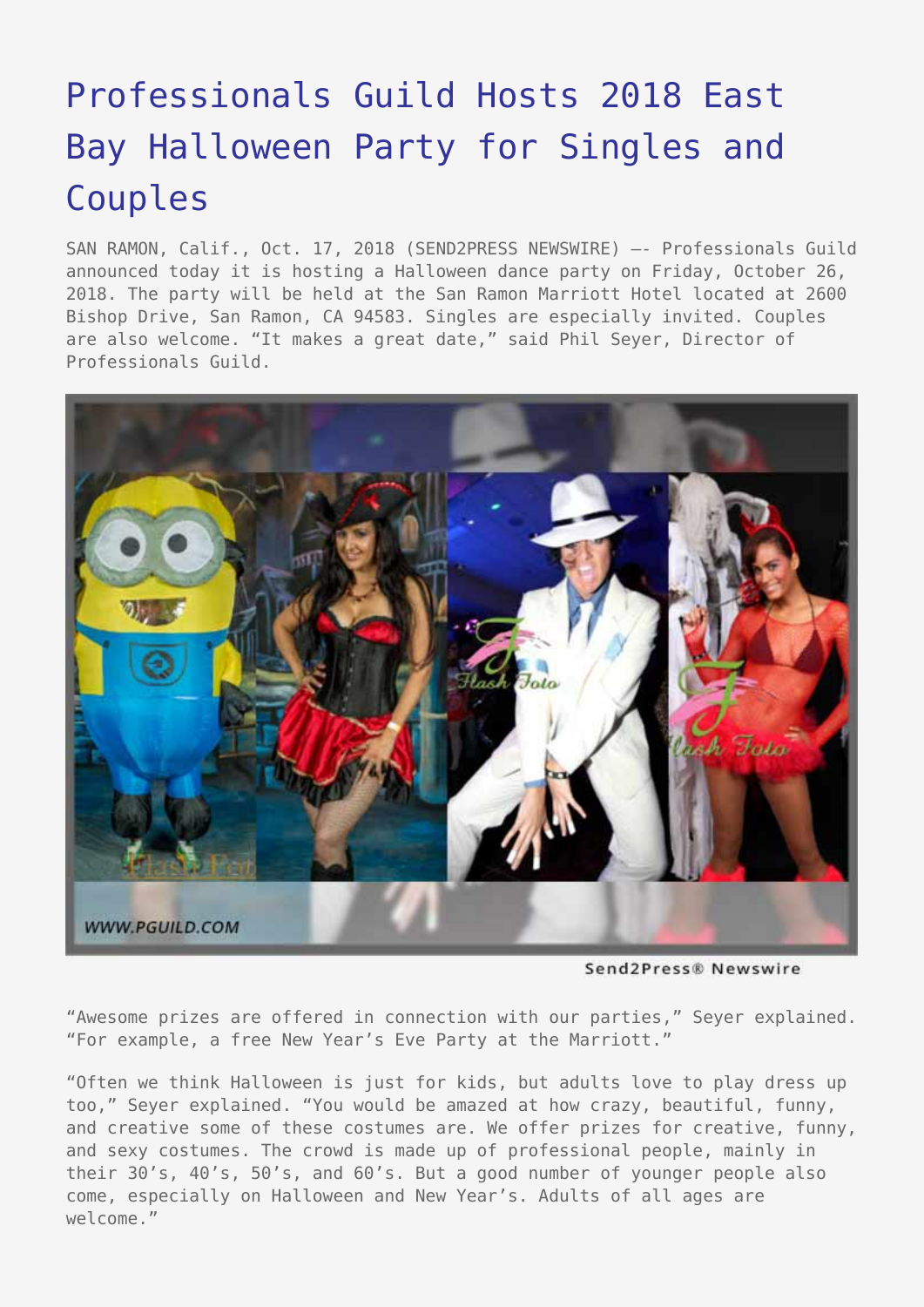# Professionals Guild Hosts 2018 East Bay Halloween Party for Singles and Couples

SAN RAMON, Calif., Oct. 17, 2018 (SEND2PRESS NEWSWIRE) —- Professionals Guild announced today it is hosting a Halloween dance party on Friday, October 26, 2018. The party will be held at the San Ramon Marriott Hotel located at 2600 Bishop Drive, San Ramon, CA 94583. Singles are especially invited. Couples are also welcome. "It makes a great date," said Phil Seyer, Director of Professionals Guild.

"Awesome prizes are offered in connection with our parties," Seyer explained. "For example, a free New Year's Eve Party at the Marriott."

"Often we think Halloween is just for kids, but adults love to play dress up too," Seyer explained. "You would be amazed at how crazy, beautiful, funny, and creative some of these costumes are. We offer prizes for creative, funny, and sexy costumes. The crowd is made up of professional people, mainly in their 30's, 40's, 50's, and 60's. But a good number of younger people also come, especially on Halloween and New Year's. Adults of all ages are welcome."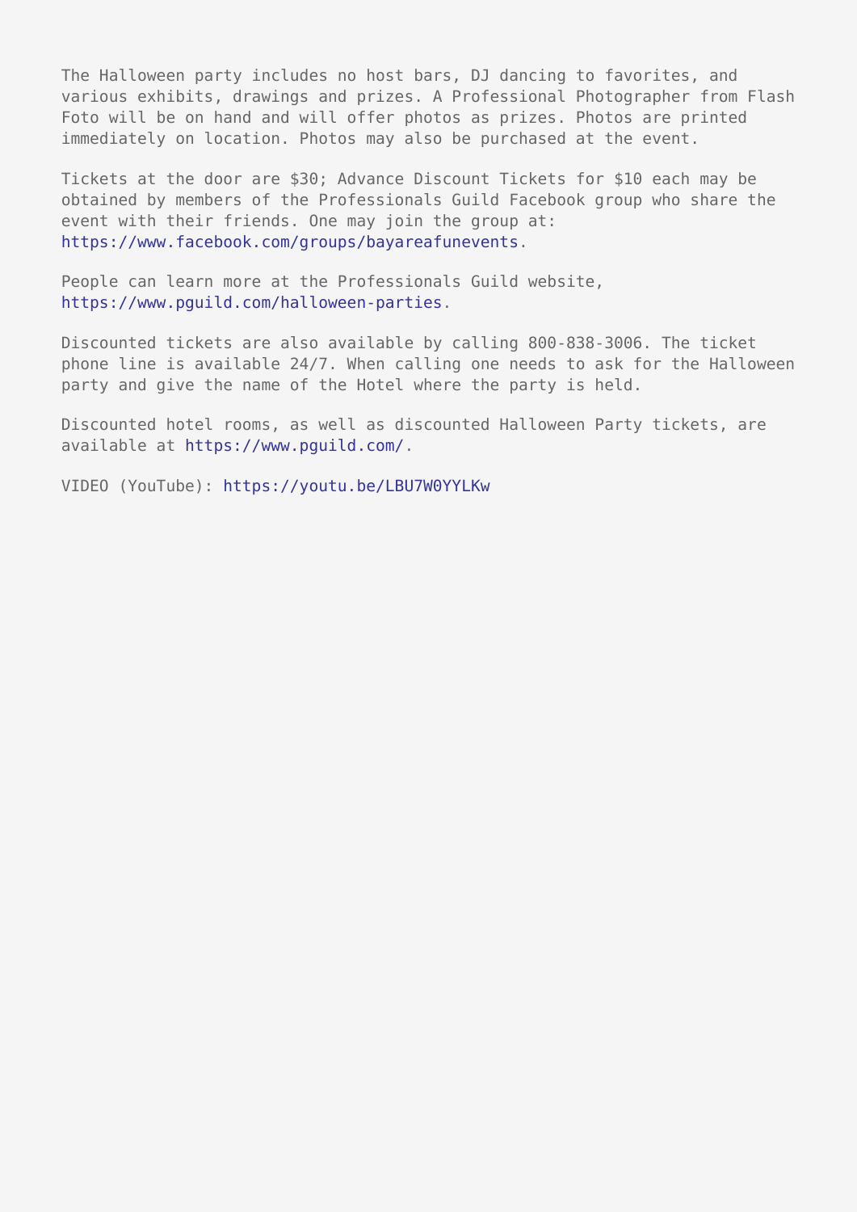The Halloween party includes no host bars, DJ dancing to favorites, and various exhibits, drawings and prizes. A Professional Photographer from Flash Foto will be on hand and will offer photos as prizes. Photos are printed immediately on location. Photos may also be purchased at the event.

Tickets at the door are $30; Advance Discount Tickets for $10 each may be obtained by members of the Professionals Guild Facebook group who share the event with their friends. One may join the group at: https://www.facebook.com/groups/bayareafunevents.

People can learn more at the Professionals Guild website, https://www.pguild.com/halloween-parties.

Discounted tickets are also available by calling 800-838-3006. The ticket phone line is available 24/7. When calling one needs to ask for the Halloween party and give the name of the Hotel where the party is held.

Discounted hotel rooms, as well as discounted Halloween Party tickets, are available at https://www.pguild.com/.

VIDEO (YouTube): https://youtu.be/LBU7W0YYLKw